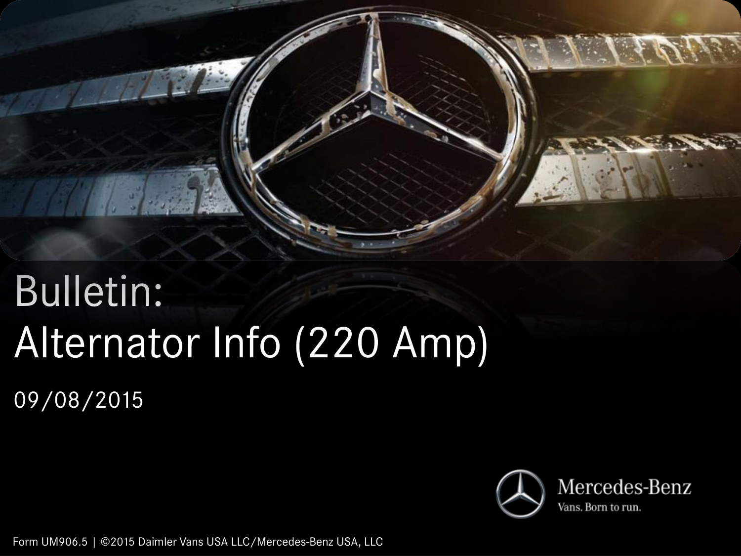# Bulletin:
# Alternator Info (220 Amp)

09/08/2015

Mercedes-Benz

Vans. Born to run.

Form UM906.5 | ©2015 Daimler Vans USA LLC/Mercedes-Benz USA, LLC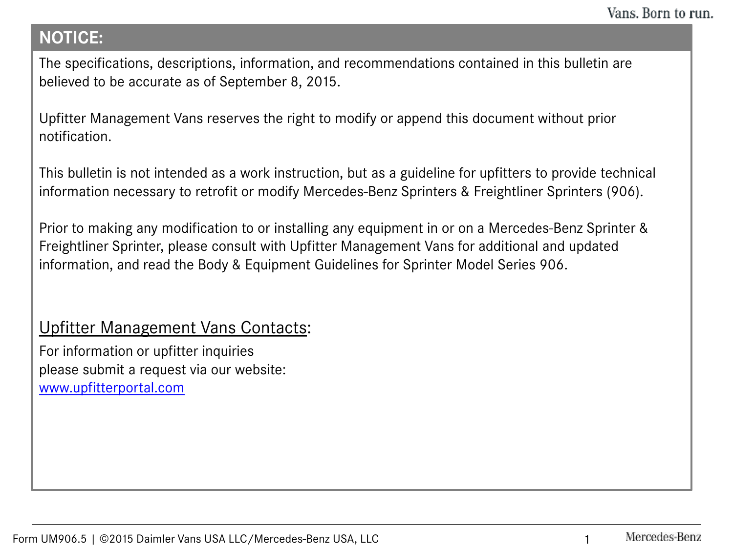## NOTICE:

The specifications, descriptions, information, and recommendations contained in this bulletin are believed to be accurate as of September 8, 2015.

Upfitter Management Vans reserves the right to modify or append this document without prior notification.

This bulletin is not intended as a work instruction, but as a guideline for upfitters to provide technical information necessary to retrofit or modify Mercedes-Benz Sprinters & Freightliner Sprinters (906).

Prior to making any modification to or installing any equipment in or on a Mercedes-Benz Sprinter & Freightliner Sprinter, please consult with Upfitter Management Vans for additional and updated information, and read the Body & Equipment Guidelines for Sprinter Model Series 906.

### Upfitter Management Vans Contacts:

For information or upfitter inquiries
please submit a request via our website:
[www.upfitterportal.com](http://www.upfitterportal.com)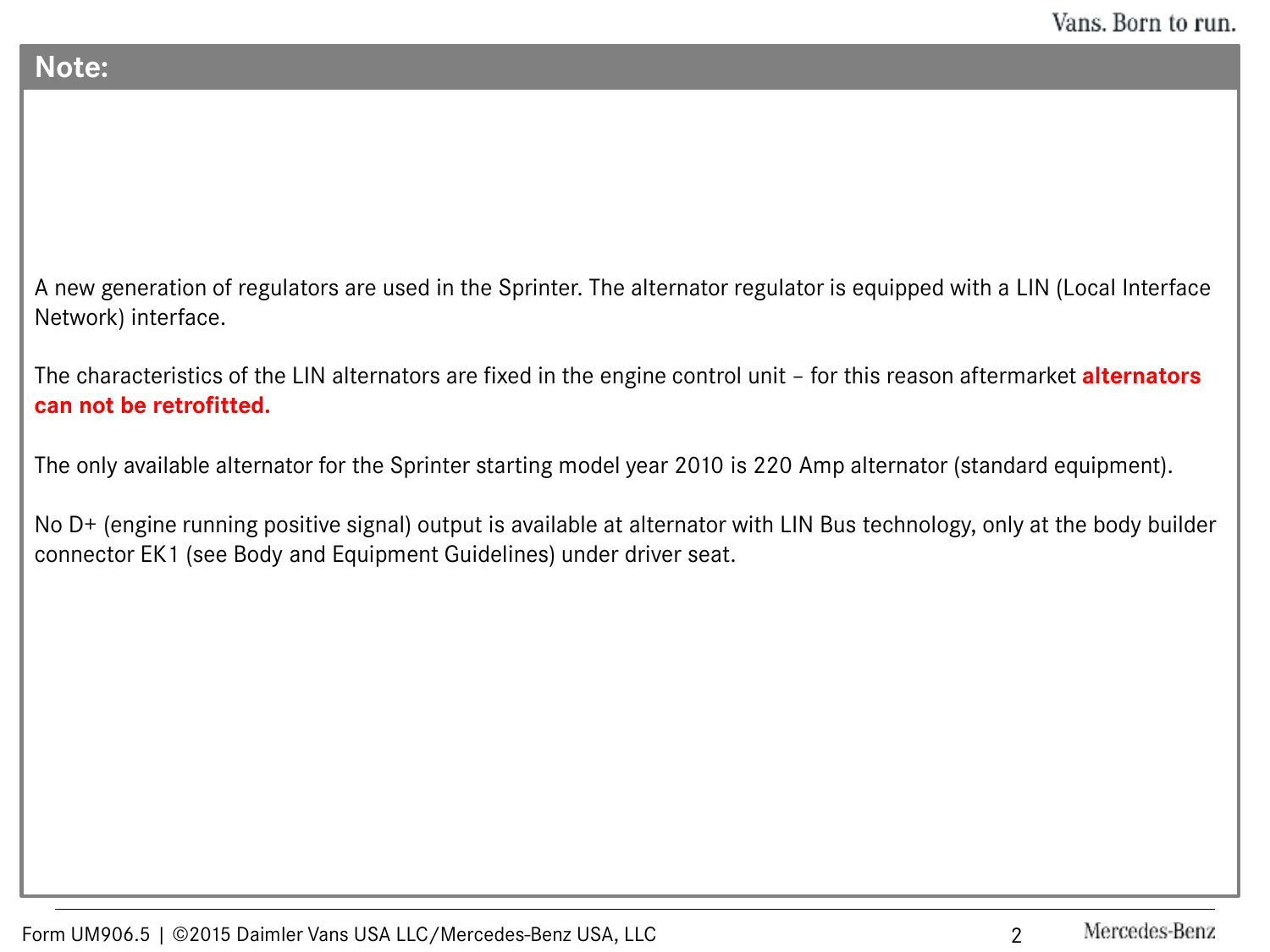## Note:

A new generation of regulators are used in the Sprinter. The alternator regulator is equipped with a LIN (Local Interface Network) interface.

The characteristics of the LIN alternators are fixed in the engine control unit – for this reason aftermarket **alternators can not be retrofitted.**

The only available alternator for the Sprinter starting model year 2010 is 220 Amp alternator (standard equipment).

No D+ (engine running positive signal) output is available at alternator with LIN Bus technology, only at the body builder connector EK1 (see Body and Equipment Guidelines) under driver seat.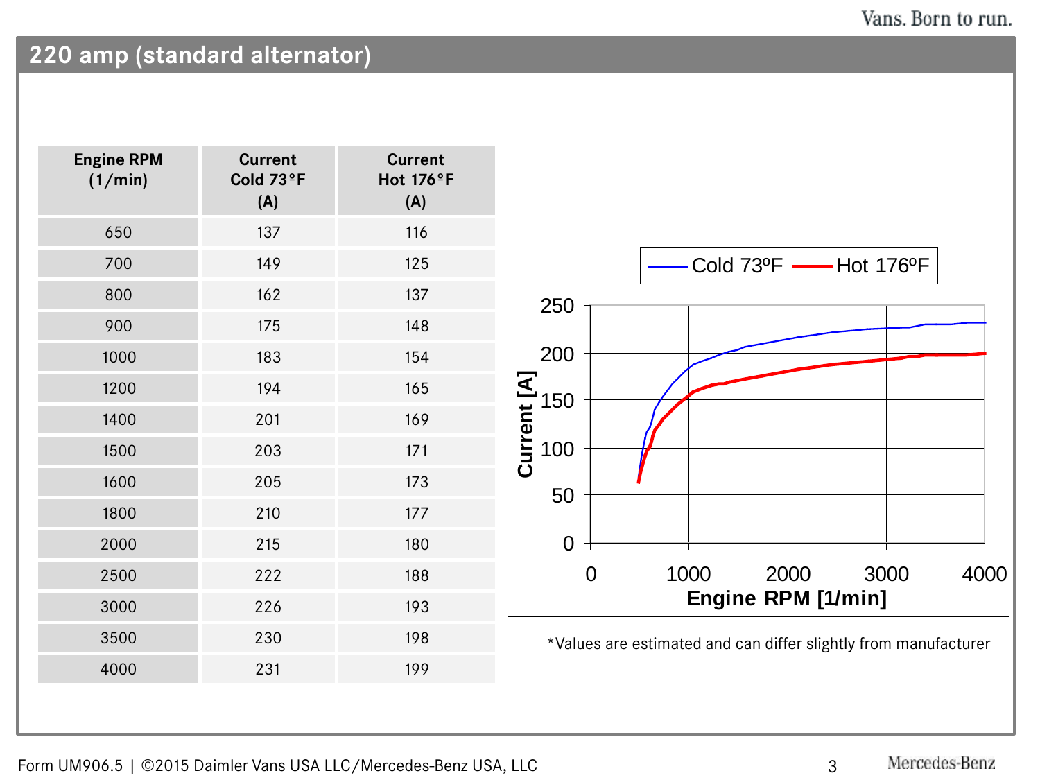## 220 amp (standard alternator)

| Engine RPM (1/min) | Current Cold 73ºF (A) | Current Hot 176ºF (A) |
|---|---|---|
| 650 | 137 | 116 |
| 700 | 149 | 125 |
| 800 | 162 | 137 |
| 900 | 175 | 148 |
| 1000 | 183 | 154 |
| 1200 | 194 | 165 |
| 1400 | 201 | 169 |
| 1500 | 203 | 171 |
| 1600 | 205 | 173 |
| 1800 | 210 | 177 |
| 2000 | 215 | 180 |
| 2500 | 222 | 188 |
| 3000 | 226 | 193 |
| 3500 | 230 | 198 |
| 4000 | 231 | 199 |

*Values are estimated and can differ slightly from manufacturer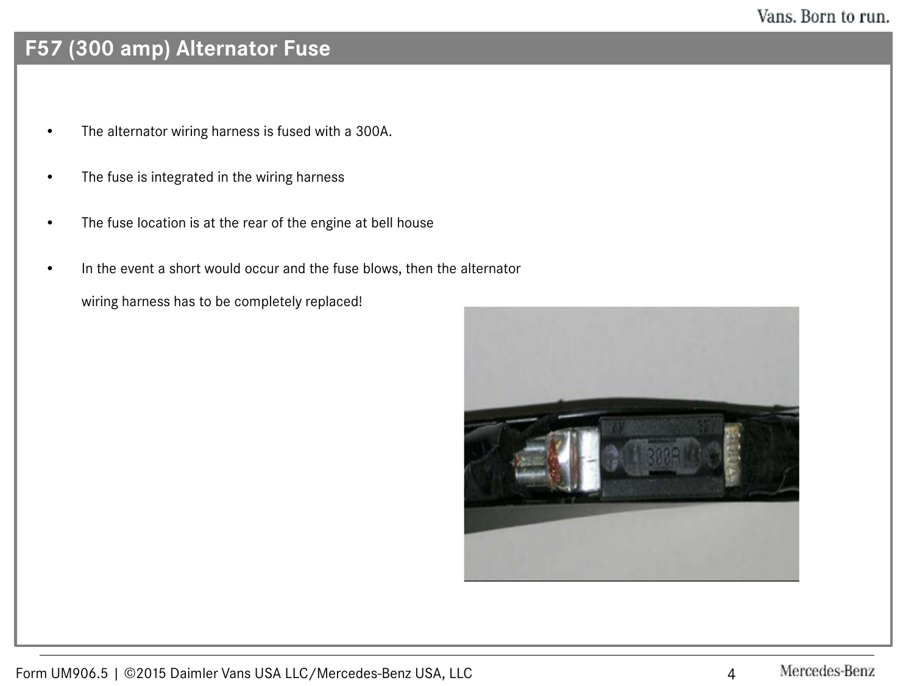## F57 (300 amp) Alternator Fuse

- The alternator wiring harness is fused with a 300A.
- The fuse is integrated in the wiring harness
- The fuse location is at the rear of the engine at bell house
- In the event a short would occur and the fuse blows, then the alternator wiring harness has to be completely replaced!